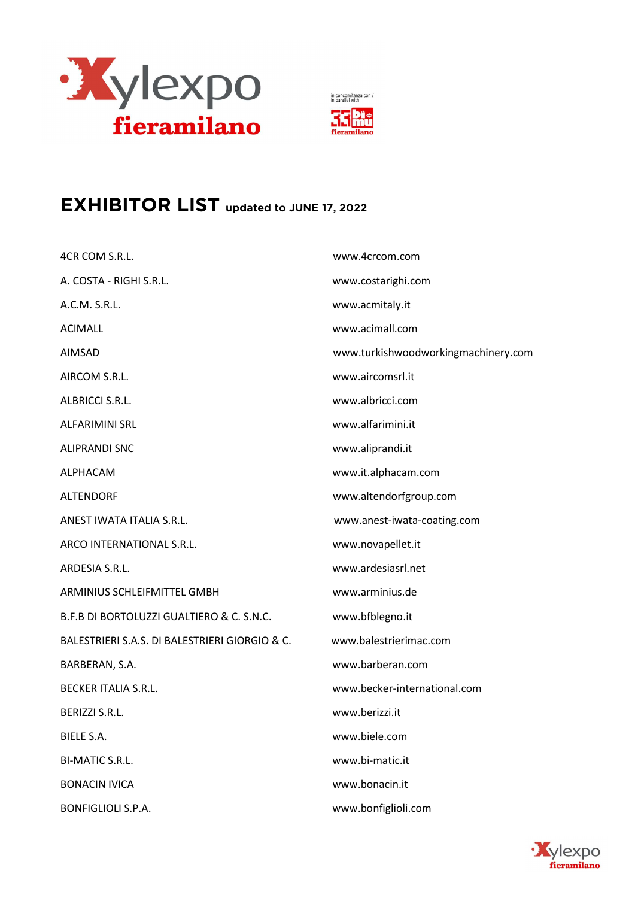# EXHIBITOR LIST updated to JUNE 17, 2022

| | |
|---|---|
| 4CR COM S.R.L. | www.4crcom.com |
| A. COSTA - RIGHI S.R.L. | www.costarighi.com |
| A.C.M. S.R.L. | www.acmitaly.it |
| ACIMALL | www.acimall.com |
| AIMSAD | www.turkishwoodworkingmachinery.com |
| AIRCOM S.R.L. | www.aircomsrl.it |
| ALBRICCI S.R.L. | www.albricci.com |
| ALFARIMINI SRL | www.alfarimini.it |
| ALIPRANDI SNC | www.aliprandi.it |
| ALPHACAM | www.it.alphacam.com |
| ALTENDORF | www.altendorfgroup.com |
| ANEST IWATA ITALIA S.R.L. | www.anest-iwata-coating.com |
| ARCO INTERNATIONAL S.R.L. | www.novapellet.it |
| ARDESIA S.R.L. | www.ardesiasrl.net |
| ARMINIUS SCHLEIFMITTEL GMBH | www.arminius.de |
| B.F.B DI BORTOLUZZI GUALTIERO & C. S.N.C. | www.bfblegno.it |
| BALESTRIERI S.A.S. DI BALESTRIERI GIORGIO & C. | www.balestrierimac.com |
| BARBERAN, S.A. | www.barberan.com |
| BECKER ITALIA S.R.L. | www.becker-international.com |
| BERIZZI S.R.L. | www.berizzi.it |
| BIELE S.A. | www.biele.com |
| BI-MATIC S.R.L. | www.bi-matic.it |
| BONACIN IVICA | www.bonacin.it |
| BONFIGLIOLI S.P.A. | www.bonfiglioli.com |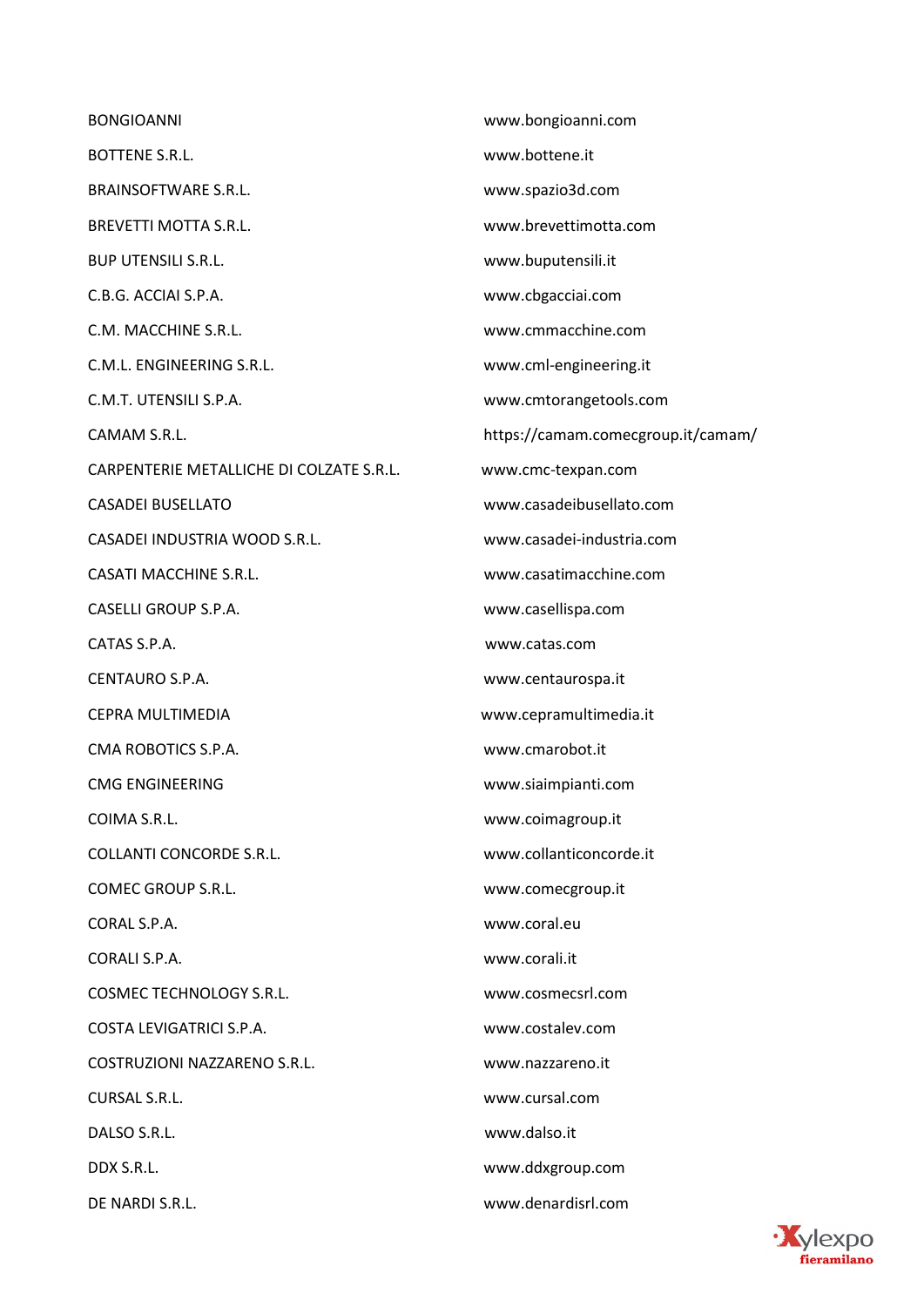| | |
|---|---|
| BONGIOANNI | www.bongioanni.com |
| BOTTENE S.R.L. | www.bottene.it |
| BRAINSOFTWARE S.R.L. | www.spazio3d.com |
| BREVETTI MOTTA S.R.L. | www.brevettimotta.com |
| BUP UTENSILI S.R.L. | www.buputensili.it |
| C.B.G. ACCIAI S.P.A. | www.cbgacciai.com |
| C.M. MACCHINE S.R.L. | www.cmmacchine.com |
| C.M.L. ENGINEERING S.R.L. | www.cml-engineering.it |
| C.M.T. UTENSILI S.P.A. | www.cmtorangetools.com |
| CAMAM S.R.L. | https://camam.comecgroup.it/camam/ |
| CARPENTERIE METALLICHE DI COLZATE S.R.L. | www.cmc-texpan.com |
| CASADEI BUSELLATO | www.casadeibusellato.com |
| CASADEI INDUSTRIA WOOD S.R.L. | www.casadei-industria.com |
| CASATI MACCHINE S.R.L. | www.casatimacchine.com |
| CASELLI GROUP S.P.A. | www.casellispa.com |
| CATAS S.P.A. | www.catas.com |
| CENTAURO S.P.A. | www.centaurospa.it |
| CEPRA MULTIMEDIA | www.cepramultimedia.it |
| CMA ROBOTICS S.P.A. | www.cmarobot.it |
| CMG ENGINEERING | www.siaimpianti.com |
| COIMA S.R.L. | www.coimagroup.it |
| COLLANTI CONCORDE S.R.L. | www.collanticoncorde.it |
| COMEC GROUP S.R.L. | www.comecgroup.it |
| CORAL S.P.A. | www.coral.eu |
| CORALI S.P.A. | www.corali.it |
| COSMEC TECHNOLOGY S.R.L. | www.cosmecsrl.com |
| COSTA LEVIGATRICI S.P.A. | www.costalev.com |
| COSTRUZIONI NAZZARENO S.R.L. | www.nazzareno.it |
| CURSAL S.R.L. | www.cursal.com |
| DALSO S.R.L. | www.dalso.it |
| DDX S.R.L. | www.ddxgroup.com |
| DE NARDI S.R.L. | www.denardisrl.com |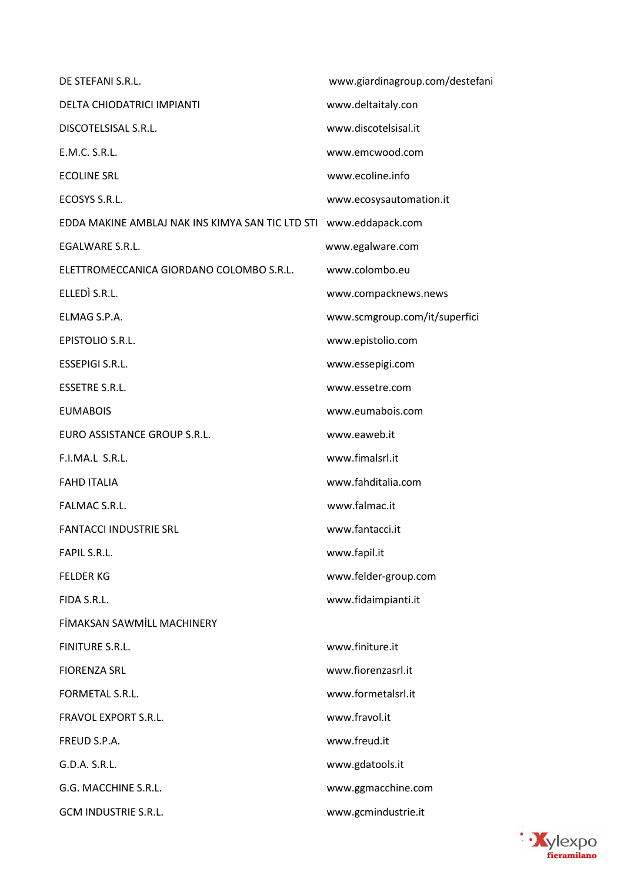| | |
|---|---|
| DE STEFANI S.R.L. | www.giardinagroup.com/destefani |
| DELTA CHIODATRICI IMPIANTI | www.deltaitaly.con |
| DISCOTELSISAL S.R.L. | www.discotelsisal.it |
| E.M.C. S.R.L. | www.emcwood.com |
| ECOLINE SRL | www.ecoline.info |
| ECOSYS S.R.L. | www.ecosysautomation.it |
| EDDA MAKINE AMBLAJ NAK INS KIMYA SAN TIC LTD STI | www.eddapack.com |
| EGALWARE S.R.L. | www.egalware.com |
| ELETTROMECCANICA GIORDANO COLOMBO S.R.L. | www.colombo.eu |
| ELLEDÌ S.R.L. | www.compacknews.news |
| ELMAG S.P.A. | www.scmgroup.com/it/superfici |
| EPISTOLIO S.R.L. | www.epistolio.com |
| ESSEPIGI S.R.L. | www.essepigi.com |
| ESSETRE S.R.L. | www.essetre.com |
| EUMABOIS | www.eumabois.com |
| EURO ASSISTANCE GROUP S.R.L. | www.eaweb.it |
| F.I.MA.L S.R.L. | www.fimalsrl.it |
| FAHD ITALIA | www.fahditalia.com |
| FALMAC S.R.L. | www.falmac.it |
| FANTACCI INDUSTRIE SRL | www.fantacci.it |
| FAPIL S.R.L. | www.fapil.it |
| FELDER KG | www.felder-group.com |
| FIDA S.R.L. | www.fidaimpianti.it |
| FİMAKSAN SAWMİLL MACHINERY | |
| FINITURE S.R.L. | www.finiture.it |
| FIORENZA SRL | www.fiorenzasrl.it |
| FORMETAL S.R.L. | www.formetalsrl.it |
| FRAVOL EXPORT S.R.L. | www.fravol.it |
| FREUD S.P.A. | www.freud.it |
| G.D.A. S.R.L. | www.gdatools.it |
| G.G. MACCHINE S.R.L. | www.ggmacchine.com |
| GCM INDUSTRIE S.R.L. | www.gcmindustrie.it |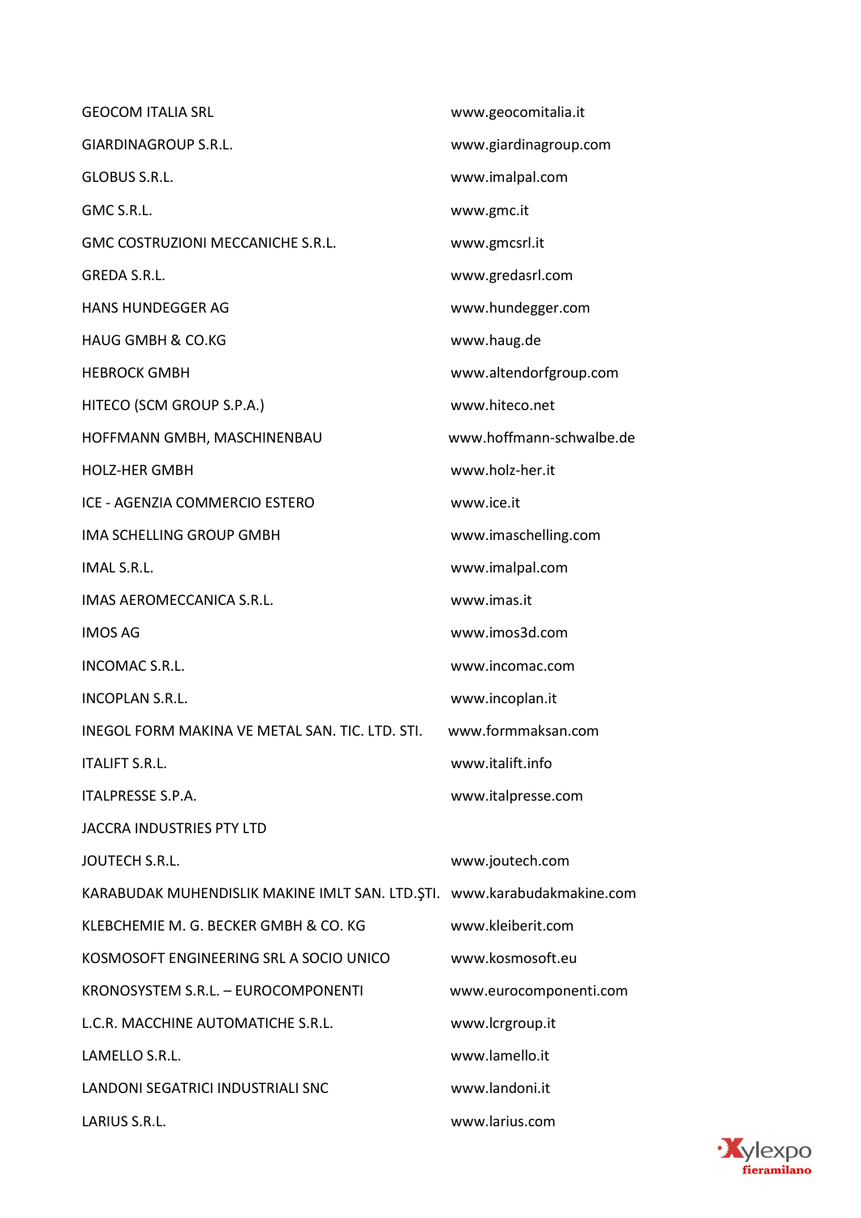| | |
|---|---|
| GEOCOM ITALIA SRL | www.geocomitalia.it |
| GIARDINAGROUP S.R.L. | www.giardinagroup.com |
| GLOBUS S.R.L. | www.imalpal.com |
| GMC S.R.L. | www.gmc.it |
| GMC COSTRUZIONI MECCANICHE S.R.L. | www.gmcsrl.it |
| GREDA S.R.L. | www.gredasrl.com |
| HANS HUNDEGGER AG | www.hundegger.com |
| HAUG GMBH & CO.KG | www.haug.de |
| HEBROCK GMBH | www.altendorfgroup.com |
| HITECO (SCM GROUP S.P.A.) | www.hiteco.net |
| HOFFMANN GMBH, MASCHINENBAU | www.hoffmann-schwalbe.de |
| HOLZ-HER GMBH | www.holz-her.it |
| ICE - AGENZIA COMMERCIO ESTERO | www.ice.it |
| IMA SCHELLING GROUP GMBH | www.imaschelling.com |
| IMAL S.R.L. | www.imalpal.com |
| IMAS AEROMECCANICA S.R.L. | www.imas.it |
| IMOS AG | www.imos3d.com |
| INCOMAC S.R.L. | www.incomac.com |
| INCOPLAN S.R.L. | www.incoplan.it |
| INEGOL FORM MAKINA VE METAL SAN. TIC. LTD. STI. | www.formmaksan.com |
| ITALIFT S.R.L. | www.italift.info |
| ITALPRESSE S.P.A. | www.italpresse.com |
| JACCRA INDUSTRIES PTY LTD | |
| JOUTECH S.R.L. | www.joutech.com |
| KARABUDAK MUHENDISLIK MAKINE IMLT SAN. LTD.ŞTI. | www.karabudakmakine.com |
| KLEBCHEMIE M. G. BECKER GMBH & CO. KG | www.kleiberit.com |
| KOSMOSOFT ENGINEERING SRL A SOCIO UNICO | www.kosmosoft.eu |
| KRONOSYSTEM S.R.L. – EUROCOMPONENTI | www.eurocomponenti.com |
| L.C.R. MACCHINE AUTOMATICHE S.R.L. | www.lcrgroup.it |
| LAMELLO S.R.L. | www.lamello.it |
| LANDONI SEGATRICI INDUSTRIALI SNC | www.landoni.it |
| LARIUS S.R.L. | www.larius.com |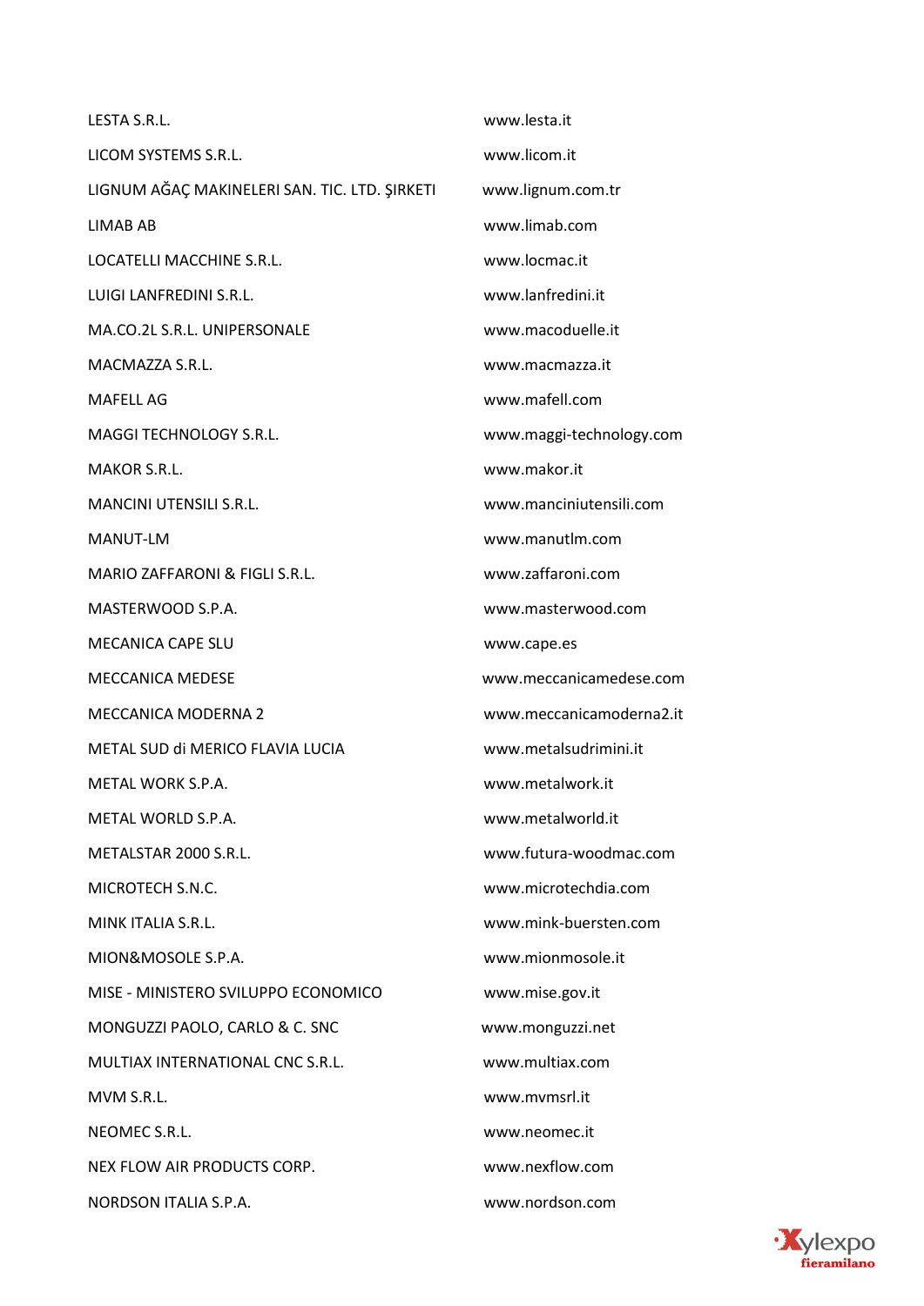| | |
|---|---|
| LESTA S.R.L. | www.lesta.it |
| LICOM SYSTEMS S.R.L. | www.licom.it |
| LIGNUM AĞAÇ MAKINELERI SAN. TIC. LTD. ŞIRKETI | www.lignum.com.tr |
| LIMAB AB | www.limab.com |
| LOCATELLI MACCHINE S.R.L. | www.locmac.it |
| LUIGI LANFREDINI S.R.L. | www.lanfredini.it |
| MA.CO.2L S.R.L. UNIPERSONALE | www.macoduelle.it |
| MACMAZZA S.R.L. | www.macmazza.it |
| MAFELL AG | www.mafell.com |
| MAGGI TECHNOLOGY S.R.L. | www.maggi-technology.com |
| MAKOR S.R.L. | www.makor.it |
| MANCINI UTENSILI S.R.L. | www.manciniutensili.com |
| MANUT-LM | www.manutlm.com |
| MARIO ZAFFARONI & FIGLI S.R.L. | www.zaffaroni.com |
| MASTERWOOD S.P.A. | www.masterwood.com |
| MECANICA CAPE SLU | www.cape.es |
| MECCANICA MEDESE | www.meccanicamedese.com |
| MECCANICA MODERNA 2 | www.meccanicamoderna2.it |
| METAL SUD di MERICO FLAVIA LUCIA | www.metalsudrimini.it |
| METAL WORK S.P.A. | www.metalwork.it |
| METAL WORLD S.P.A. | www.metalworld.it |
| METALSTAR 2000 S.R.L. | www.futura-woodmac.com |
| MICROTECH S.N.C. | www.microtechdia.com |
| MINK ITALIA S.R.L. | www.mink-buersten.com |
| MION&MOSOLE S.P.A. | www.mionmosole.it |
| MISE - MINISTERO SVILUPPO ECONOMICO | www.mise.gov.it |
| MONGUZZI PAOLO, CARLO & C. SNC | www.monguzzi.net |
| MULTIAX INTERNATIONAL CNC S.R.L. | www.multiax.com |
| MVM S.R.L. | www.mvmsrl.it |
| NEOMEC S.R.L. | www.neomec.it |
| NEX FLOW AIR PRODUCTS CORP. | www.nexflow.com |
| NORDSON ITALIA S.P.A. | www.nordson.com |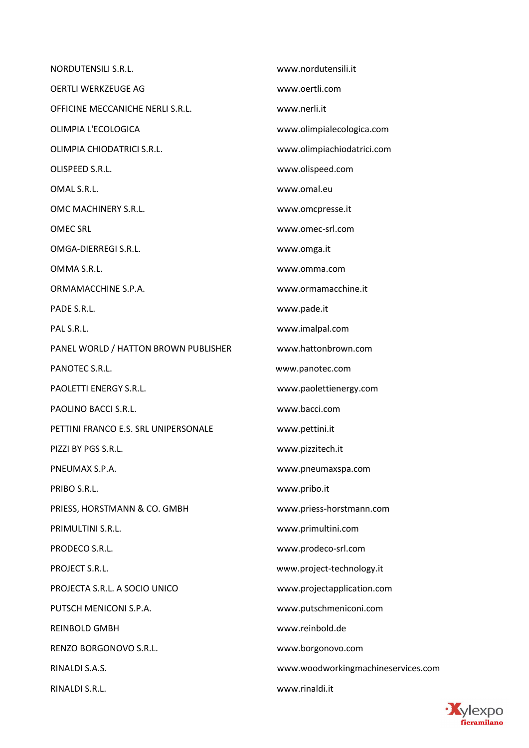| | |
|---|---|
| NORDUTENSILI S.R.L. | www.nordutensili.it |
| OERTLI WERKZEUGE AG | www.oertli.com |
| OFFICINE MECCANICHE NERLI S.R.L. | www.nerli.it |
| OLIMPIA L'ECOLOGICA | www.olimpialecologica.com |
| OLIMPIA CHIODATRICI S.R.L. | www.olimpiachiodatrici.com |
| OLISPEED S.R.L. | www.olispeed.com |
| OMAL S.R.L. | www.omal.eu |
| OMC MACHINERY S.R.L. | www.omcpresse.it |
| OMEC SRL | www.omec-srl.com |
| OMGA-DIERREGI S.R.L. | www.omga.it |
| OMMA S.R.L. | www.omma.com |
| ORMAMACCHINE S.P.A. | www.ormamacchine.it |
| PADE S.R.L. | www.pade.it |
| PAL S.R.L. | www.imalpal.com |
| PANEL WORLD / HATTON BROWN PUBLISHER | www.hattonbrown.com |
| PANOTEC S.R.L. | www.panotec.com |
| PAOLETTI ENERGY S.R.L. | www.paolettienergy.com |
| PAOLINO BACCI S.R.L. | www.bacci.com |
| PETTINI FRANCO E.S. SRL UNIPERSONALE | www.pettini.it |
| PIZZI BY PGS S.R.L. | www.pizzitech.it |
| PNEUMAX S.P.A. | www.pneumaxspa.com |
| PRIBO S.R.L. | www.pribo.it |
| PRIESS, HORSTMANN & CO. GMBH | www.priess-horstmann.com |
| PRIMULTINI S.R.L. | www.primultini.com |
| PRODECO S.R.L. | www.prodeco-srl.com |
| PROJECT S.R.L. | www.project-technology.it |
| PROJECTA S.R.L. A SOCIO UNICO | www.projectapplication.com |
| PUTSCH MENICONI S.P.A. | www.putschmeniconi.com |
| REINBOLD GMBH | www.reinbold.de |
| RENZO BORGONOVO S.R.L. | www.borgonovo.com |
| RINALDI S.A.S. | www.woodworkingmachineservices.com |
| RINALDI S.R.L. | www.rinaldi.it |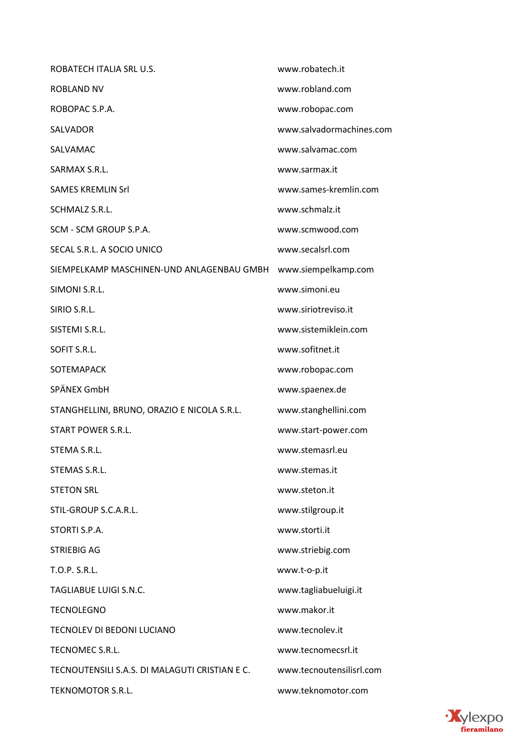| | |
|---|---|
| ROBATECH ITALIA SRL U.S. | www.robatech.it |
| ROBLAND NV | www.robland.com |
| ROBOPAC S.P.A. | www.robopac.com |
| SALVADOR | www.salvadormachines.com |
| SALVAMAC | www.salvamac.com |
| SARMAX S.R.L. | www.sarmax.it |
| SAMES KREMLIN Srl | www.sames-kremlin.com |
| SCHMALZ S.R.L. | www.schmalz.it |
| SCM - SCM GROUP S.P.A. | www.scmwood.com |
| SECAL S.R.L. A SOCIO UNICO | www.secalsrl.com |
| SIEMPELKAMP MASCHINEN-UND ANLAGENBAU GMBH | www.siempelkamp.com |
| SIMONI S.R.L. | www.simoni.eu |
| SIRIO S.R.L. | www.siriotreviso.it |
| SISTEMI S.R.L. | www.sistemiklein.com |
| SOFIT S.R.L. | www.sofitnet.it |
| SOTEMAPACK | www.robopac.com |
| SPÄNEX GmbH | www.spaenex.de |
| STANGHELLINI, BRUNO, ORAZIO E NICOLA S.R.L. | www.stanghellini.com |
| START POWER S.R.L. | www.start-power.com |
| STEMA S.R.L. | www.stemasrl.eu |
| STEMAS S.R.L. | www.stemas.it |
| STETON SRL | www.steton.it |
| STIL-GROUP S.C.A.R.L. | www.stilgroup.it |
| STORTI S.P.A. | www.storti.it |
| STRIEBIG AG | www.striebig.com |
| T.O.P. S.R.L. | www.t-o-p.it |
| TAGLIABUE LUIGI S.N.C. | www.tagliabueluigi.it |
| TECNOLEGNO | www.makor.it |
| TECNOLEV DI BEDONI LUCIANO | www.tecnolev.it |
| TECNOMEC S.R.L. | www.tecnomecsrl.it |
| TECNOUTENSILI S.A.S. DI MALAGUTI CRISTIAN E C. | www.tecnoutensilisrl.com |
| TEKNOMOTOR S.R.L. | www.teknomotor.com |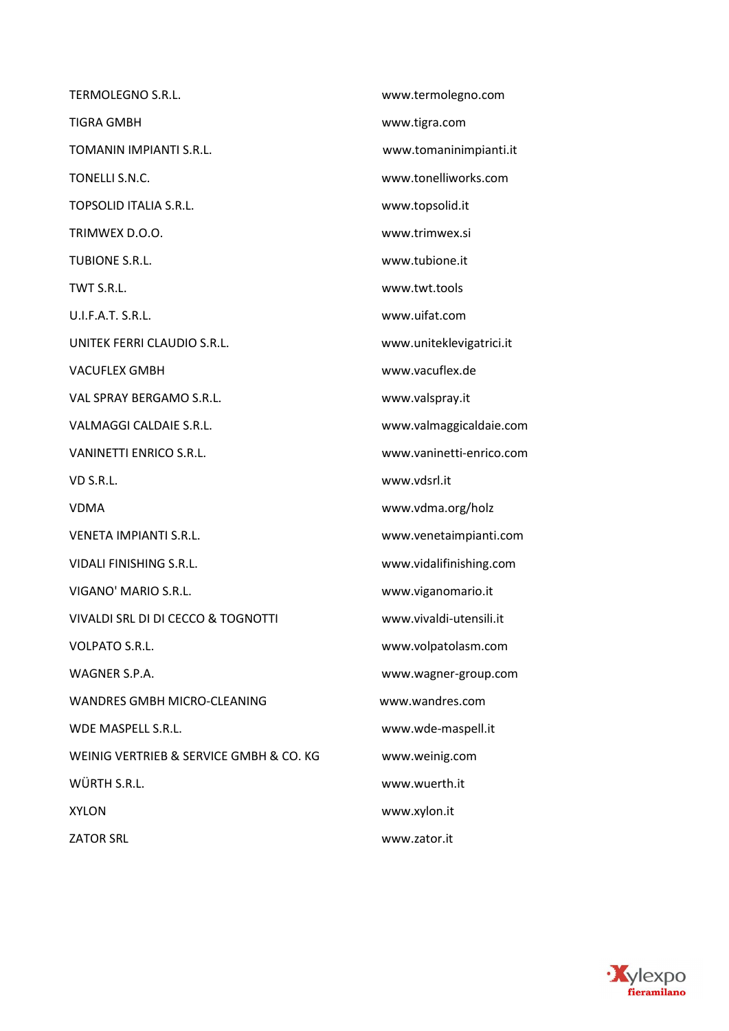| | |
|---|---|
| TERMOLEGNO S.R.L. | www.termolegno.com |
| TIGRA GMBH | www.tigra.com |
| TOMANIN IMPIANTI S.R.L. | www.tomaninimpianti.it |
| TONELLI S.N.C. | www.tonelliworks.com |
| TOPSOLID ITALIA S.R.L. | www.topsolid.it |
| TRIMWEX D.O.O. | www.trimwex.si |
| TUBIONE S.R.L. | www.tubione.it |
| TWT S.R.L. | www.twt.tools |
| U.I.F.A.T. S.R.L. | www.uifat.com |
| UNITEK FERRI CLAUDIO S.R.L. | www.uniteklevigatrici.it |
| VACUFLEX GMBH | www.vacuflex.de |
| VAL SPRAY BERGAMO S.R.L. | www.valspray.it |
| VALMAGGI CALDAIE S.R.L. | www.valmaggicaldaie.com |
| VANINETTI ENRICO S.R.L. | www.vaninetti-enrico.com |
| VD S.R.L. | www.vdsrl.it |
| VDMA | www.vdma.org/holz |
| VENETA IMPIANTI S.R.L. | www.venetaimpianti.com |
| VIDALI FINISHING S.R.L. | www.vidalifinishing.com |
| VIGANO' MARIO S.R.L. | www.viganomario.it |
| VIVALDI SRL DI DI CECCO & TOGNOTTI | www.vivaldi-utensili.it |
| VOLPATO S.R.L. | www.volpatolasm.com |
| WAGNER S.P.A. | www.wagner-group.com |
| WANDRES GMBH MICRO-CLEANING | www.wandres.com |
| WDE MASPELL S.R.L. | www.wde-maspell.it |
| WEINIG VERTRIEB & SERVICE GMBH & CO. KG | www.weinig.com |
| WÜRTH S.R.L. | www.wuerth.it |
| XYLON | www.xylon.it |
| ZATOR SRL | www.zator.it |